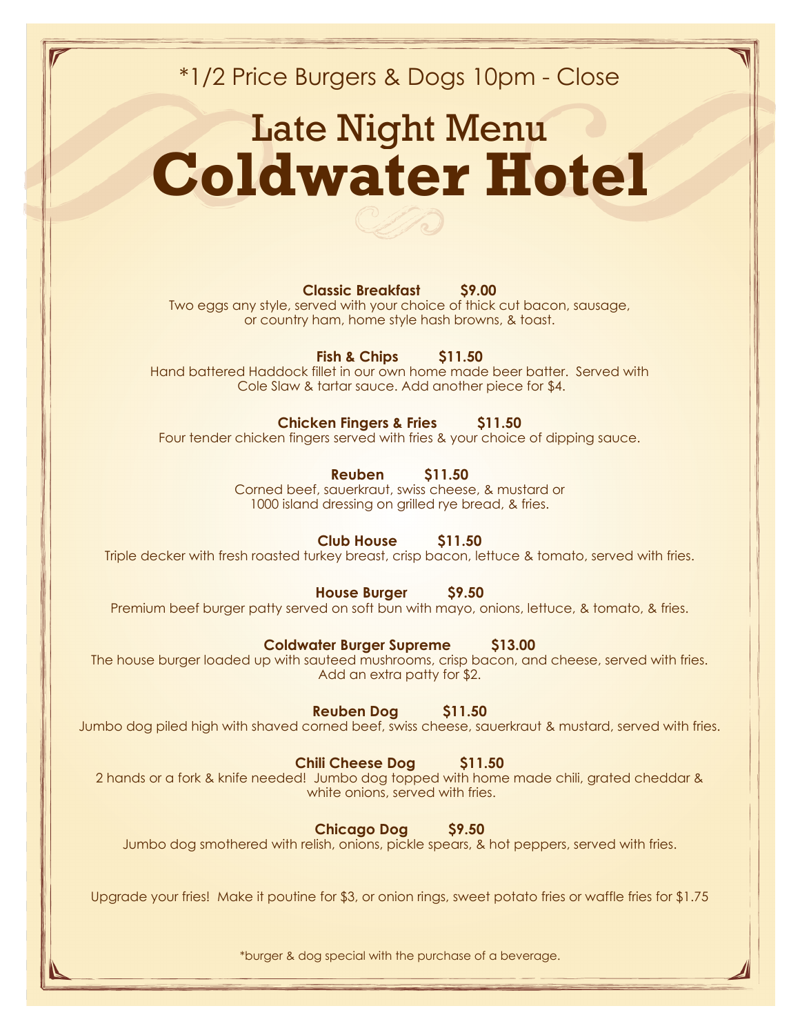*1/2 Price Burgers & Dogs 10pm - Close

# Late Night Menu
# Coldwater Hotel

**Classic Breakfast $9.00**
Two eggs any style, served with your choice of thick cut bacon, sausage, or country ham, home style hash browns, & toast.

**Fish & Chips $11.50**
Hand battered Haddock fillet in our own home made beer batter. Served with Cole Slaw & tartar sauce. Add another piece for $4.

**Chicken Fingers & Fries $11.50**
Four tender chicken fingers served with fries & your choice of dipping sauce.

**Reuben $11.50**
Corned beef, sauerkraut, swiss cheese, & mustard or 1000 island dressing on grilled rye bread, & fries.

**Club House $11.50**
Triple decker with fresh roasted turkey breast, crisp bacon, lettuce & tomato, served with fries.

**House Burger $9.50**
Premium beef burger patty served on soft bun with mayo, onions, lettuce, & tomato, & fries.

**Coldwater Burger Supreme $13.00**
The house burger loaded up with sauteed mushrooms, crisp bacon, and cheese, served with fries. Add an extra patty for $2.

**Reuben Dog $11.50**
Jumbo dog piled high with shaved corned beef, swiss cheese, sauerkraut & mustard, served with fries.

**Chili Cheese Dog $11.50**
2 hands or a fork & knife needed! Jumbo dog topped with home made chili, grated cheddar & white onions, served with fries.

**Chicago Dog $9.50**
Jumbo dog smothered with relish, onions, pickle spears, & hot peppers, served with fries.

Upgrade your fries! Make it poutine for $3, or onion rings, sweet potato fries or waffle fries for $1.75

*burger & dog special with the purchase of a beverage.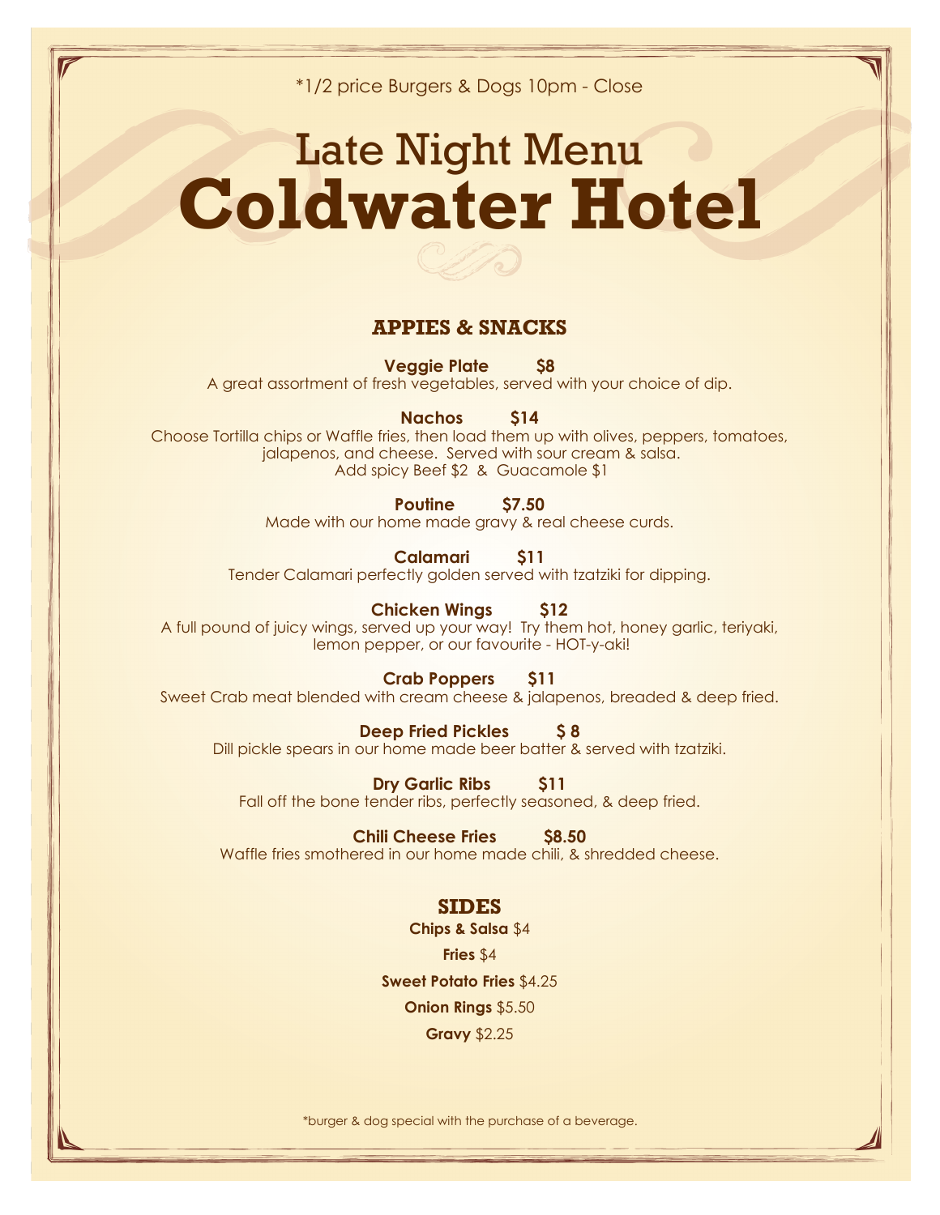*1/2 price Burgers & Dogs 10pm - Close

# Late Night Menu
# Coldwater Hotel

## APPIES & SNACKS

**Veggie Plate $8**
A great assortment of fresh vegetables, served with your choice of dip.

**Nachos $14**
Choose Tortilla chips or Waffle fries, then load them up with olives, peppers, tomatoes, jalapenos, and cheese. Served with sour cream & salsa.
Add spicy Beef $2 & Guacamole $1

**Poutine $7.50**
Made with our home made gravy & real cheese curds.

**Calamari $11**
Tender Calamari perfectly golden served with tzatziki for dipping.

**Chicken Wings $12**
A full pound of juicy wings, served up your way! Try them hot, honey garlic, teriyaki, lemon pepper, or our favourite - HOT-y-aki!

**Crab Poppers $11**
Sweet Crab meat blended with cream cheese & jalapenos, breaded & deep fried.

**Deep Fried Pickles $ 8**
Dill pickle spears in our home made beer batter & served with tzatziki.

**Dry Garlic Ribs $11**
Fall off the bone tender ribs, perfectly seasoned, & deep fried.

**Chili Cheese Fries $8.50**
Waffle fries smothered in our home made chili, & shredded cheese.

## SIDES

**Chips & Salsa** $4

**Fries** $4

**Sweet Potato Fries** $4.25

**Onion Rings** $5.50

**Gravy** $2.25

*burger & dog special with the purchase of a beverage.